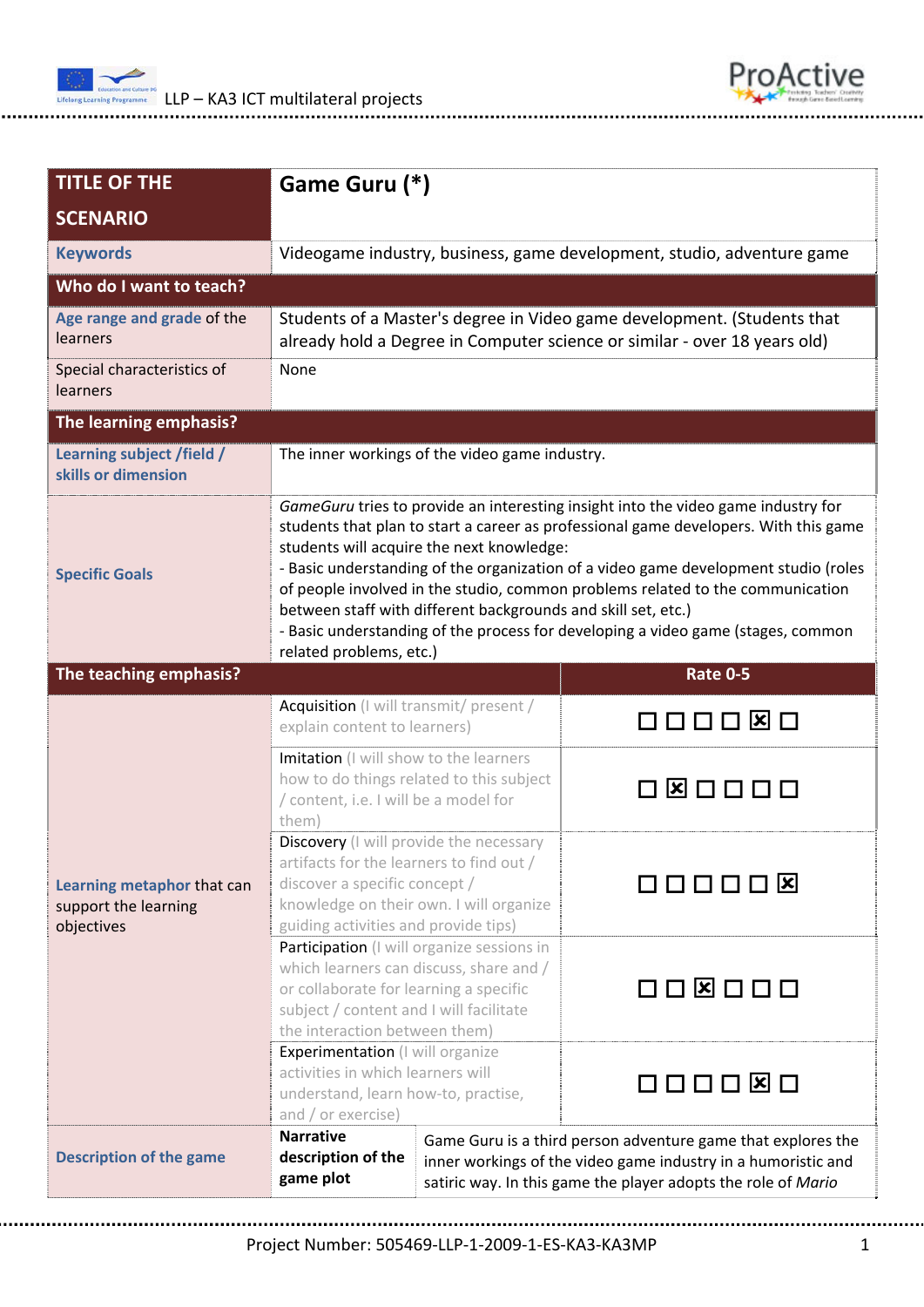| TITLE OF THE SCENARIO | Game Guru (*) | |
|---|---|---|
| Keywords | Videogame industry, business, game development, studio, adventure game | |
| **Who do I want to teach?** | | |
| Age range and grade of the learners | Students of a Master's degree in Video game development. (Students that already hold a Degree in Computer science or similar - over 18 years old) | |
| Special characteristics of learners | None | |
| **The learning emphasis?** | | |
| Learning subject /field / skills or dimension | The inner workings of the video game industry. | |
| Specific Goals | *GameGuru* tries to provide an interesting insight into the video game industry for students that plan to start a career as professional game developers. With this game students will acquire the next knowledge:<br>- Basic understanding of the organization of a video game development studio (roles of people involved in the studio, common problems related to the communication between staff with different backgrounds and skill set, etc.)<br>- Basic understanding of the process for developing a video game (stages, common related problems, etc.) | |
| **The teaching emphasis?** | | **Rate 0-5** |
| Learning metaphor that can support the learning objectives | Acquisition (I will transmit/ present / explain content to learners) | ☐ ☐ ☐ ☐ ☒ ☐ |
| | Imitation (I will show to the learners how to do things related to this subject / content, i.e. I will be a model for them) | ☐ ☒ ☐ ☐ ☐ ☐ |
| | Discovery (I will provide the necessary artifacts for the learners to find out / discover a specific concept / knowledge on their own. I will organize guiding activities and provide tips) | ☐ ☐ ☐ ☐ ☐ ☒ |
| | Participation (I will organize sessions in which learners can discuss, share and / or collaborate for learning a specific subject / content and I will facilitate the interaction between them) | ☐ ☐ ☒ ☐ ☐ ☐ |
| | Experimentation (I will organize activities in which learners will understand, learn how-to, practise, and / or exercise) | ☐ ☐ ☐ ☐ ☒ ☐ |
| Description of the game | **Narrative description of the game plot** | Game Guru is a third person adventure game that explores the inner workings of the video game industry in a humoristic and satiric way. In this game the player adopts the role of *Mario* |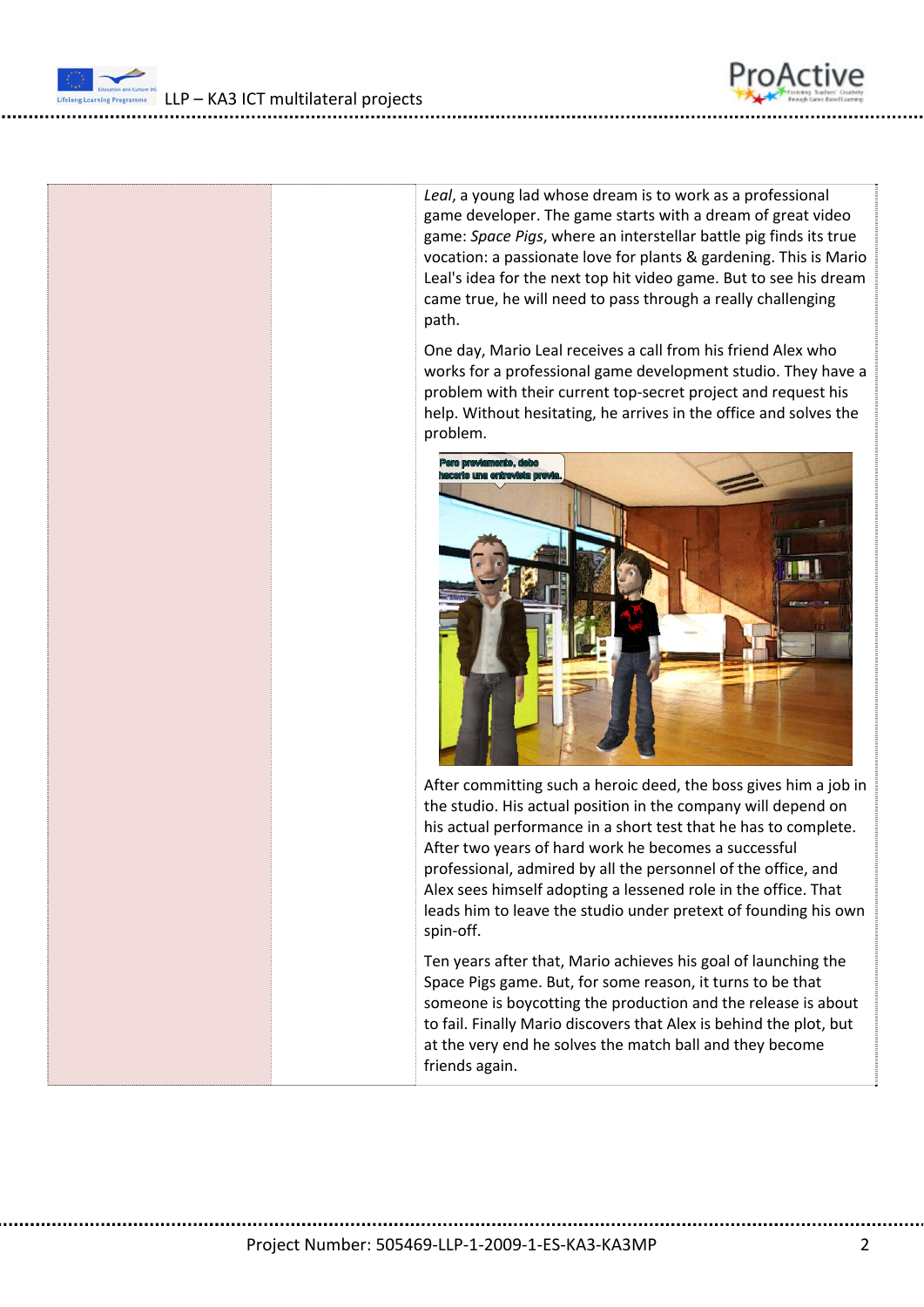*Leal*, a young lad whose dream is to work as a professional game developer. The game starts with a dream of great video game: *Space Pigs*, where an interstellar battle pig finds its true vocation: a passionate love for plants & gardening. This is Mario Leal's idea for the next top hit video game. But to see his dream came true, he will need to pass through a really challenging path.

One day, Mario Leal receives a call from his friend Alex who works for a professional game development studio. They have a problem with their current top-secret project and request his help. Without hesitating, he arrives in the office and solves the problem.

After committing such a heroic deed, the boss gives him a job in the studio. His actual position in the company will depend on his actual performance in a short test that he has to complete. After two years of hard work he becomes a successful professional, admired by all the personnel of the office, and Alex sees himself adopting a lessened role in the office. That leads him to leave the studio under pretext of founding his own spin-off.

Ten years after that, Mario achieves his goal of launching the Space Pigs game. But, for some reason, it turns to be that someone is boycotting the production and the release is about to fail. Finally Mario discovers that Alex is behind the plot, but at the very end he solves the match ball and they become friends again.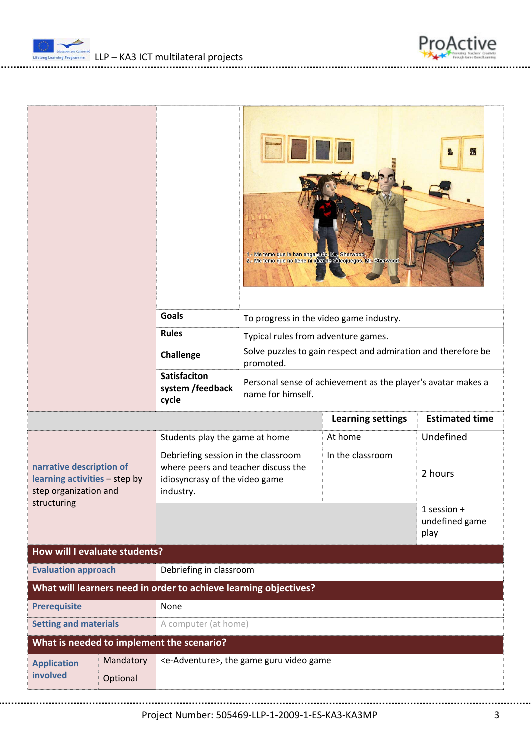| | | | | |
|---|---|---|---|---|
| | | 1.- Me temo que le han engañado, Mr. Sherwood.<br>2.- Me temo que no tiene ni idea de videojuegos, Mr. Sherwood. | | |
| | **Goals** | To progress in the video game industry. | | |
| | **Rules** | Typical rules from adventure games. | | |
| | **Challenge** | Solve puzzles to gain respect and admiration and therefore be promoted. | | |
| | **Satisfaciton system /feedback cycle** | Personal sense of achievement as the player's avatar makes a name for himself. | | |
| | | | **Learning settings** | **Estimated time** |
| **narrative description of learning activities** – step by step organization and structuring | Students play the game at home | | At home | Undefined |
| | Debriefing session in the classroom where peers and teacher discuss the idiosyncrasy of the video game industry. | | In the classroom | 2 hours |
| | | | | 1 session + undefined game play |

## How will I evaluate students?

| | |
|---|---|
| **Evaluation approach** | Debriefing in classroom |

## What will learners need in order to achieve learning objectives?

| | |
|---|---|
| **Prerequisite** | None |
| **Setting and materials** | A computer (at home) |

## What is needed to implement the scenario?

| | | |
|---|---|---|
| **Application involved** | Mandatory | <e-Adventure>, the game guru video game |
| | Optional | |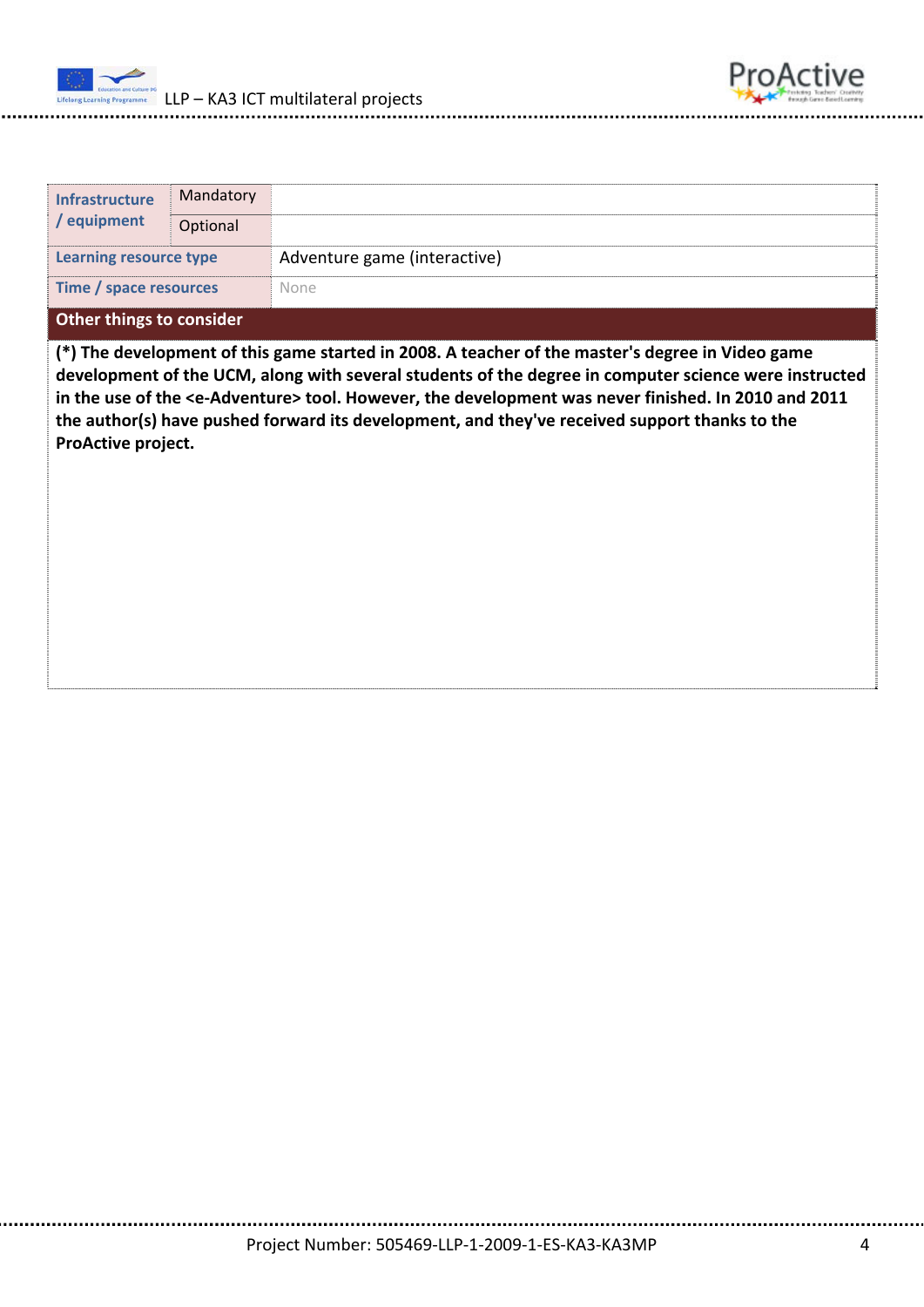| | | |
|---|---|---|
| Infrastructure / equipment | Mandatory | |
| | Optional | |
| Learning resource type | | Adventure game (interactive) |
| Time / space resources | | None |

**Other things to consider**

**(*) The development of this game started in 2008. A teacher of the master's degree in Video game development of the UCM, along with several students of the degree in computer science were instructed in the use of the <e-Adventure> tool. However, the development was never finished. In 2010 and 2011 the author(s) have pushed forward its development, and they've received support thanks to the ProActive project.**